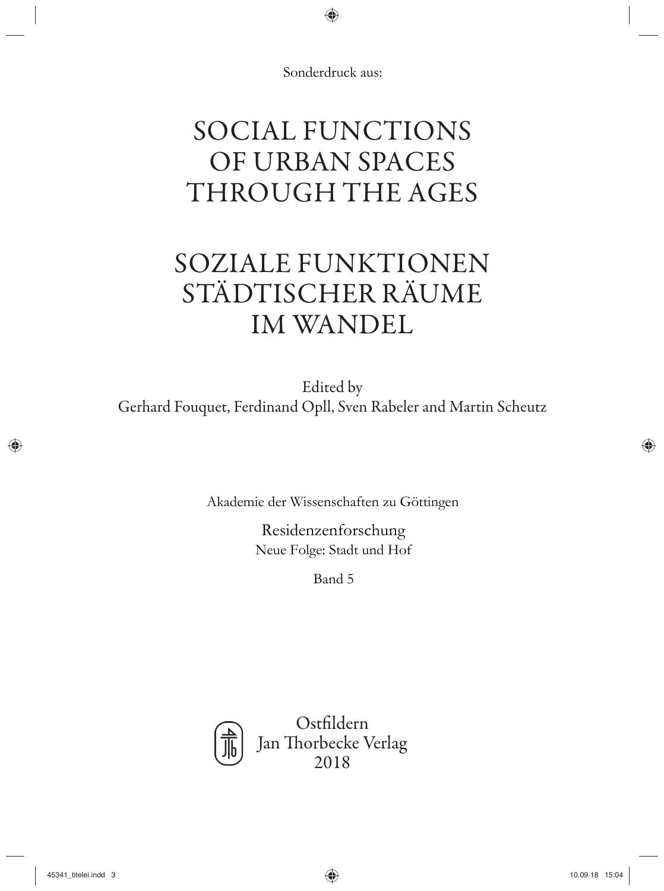Sonderdruck aus:

# SOCIAL FUNCTIONS OF URBAN SPACES THROUGH THE AGES

# SOZIALE FUNKTIONEN STÄDTISCHER RÄUME IM WANDEL

Edited by
Gerhard Fouquet, Ferdinand Opll, Sven Rabeler and Martin Scheutz

Akademie der Wissenschaften zu Göttingen

Residenzenforschung
Neue Folge: Stadt und Hof

Band 5

Ostfildern
Jan Thorbecke Verlag
2018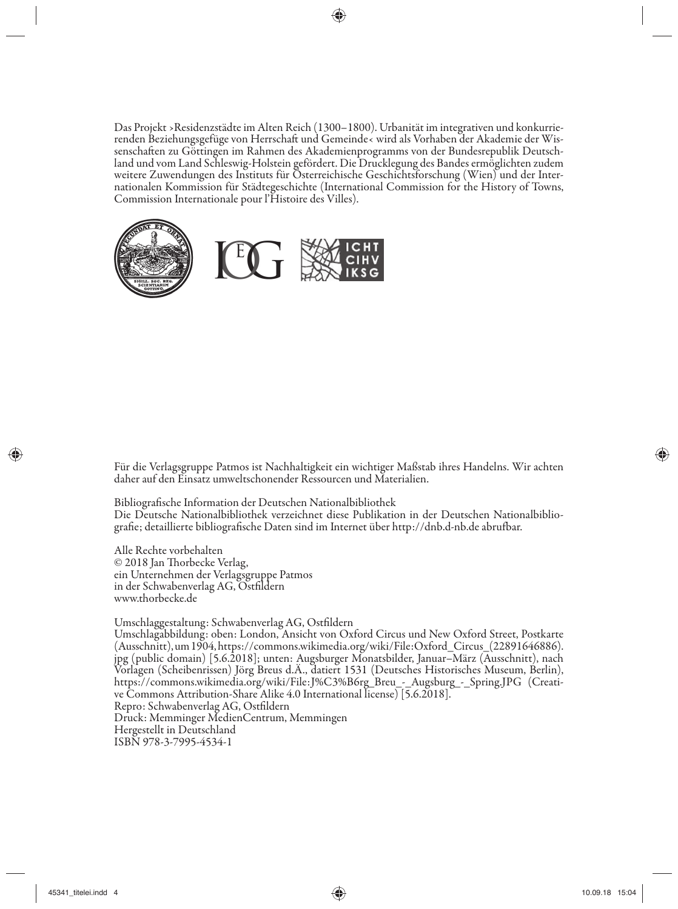Das Projekt ›Residenzstädte im Alten Reich (1300–1800). Urbanität im integrativen und konkurrierenden Beziehungsgefüge von Herrschaft und Gemeinde‹ wird als Vorhaben der Akademie der Wissenschaften zu Göttingen im Rahmen des Akademienprogramms von der Bundesrepublik Deutschland und vom Land Schleswig-Holstein gefördert. Die Drucklegung des Bandes ermöglichten zudem weitere Zuwendungen des Instituts für Österreichische Geschichtsforschung (Wien) und der Internationalen Kommission für Städtegeschichte (International Commission for the History of Towns, Commission Internationale pour l'Histoire des Villes).

Für die Verlagsgruppe Patmos ist Nachhaltigkeit ein wichtiger Maßstab ihres Handelns. Wir achten daher auf den Einsatz umweltschonender Ressourcen und Materialien.

Bibliografische Information der Deutschen Nationalbibliothek
Die Deutsche Nationalbibliothek verzeichnet diese Publikation in der Deutschen Nationalbibliografie; detaillierte bibliografische Daten sind im Internet über http://dnb.d-nb.de abrufbar.

Alle Rechte vorbehalten
© 2018 Jan Thorbecke Verlag,
ein Unternehmen der Verlagsgruppe Patmos
in der Schwabenverlag AG, Ostfildern
www.thorbecke.de

Umschlaggestaltung: Schwabenverlag AG, Ostfildern
Umschlagabbildung: oben: London, Ansicht von Oxford Circus und New Oxford Street, Postkarte (Ausschnitt), um 1904, https://commons.wikimedia.org/wiki/File:Oxford_Circus_(22891646886).jpg (public domain) [5.6.2018]; unten: Augsburger Monatsbilder, Januar–März (Ausschnitt), nach Vorlagen (Scheibenrissen) Jörg Breus d.Ä., datiert 1531 (Deutsches Historisches Museum, Berlin), https://commons.wikimedia.org/wiki/File:J%C3%B6rg_Breu_-_Augsburg_-_Spring.JPG (Creative Commons Attribution-Share Alike 4.0 International license) [5.6.2018].
Repro: Schwabenverlag AG, Ostfildern
Druck: Memminger MedienCentrum, Memmingen
Hergestellt in Deutschland
ISBN 978-3-7995-4534-1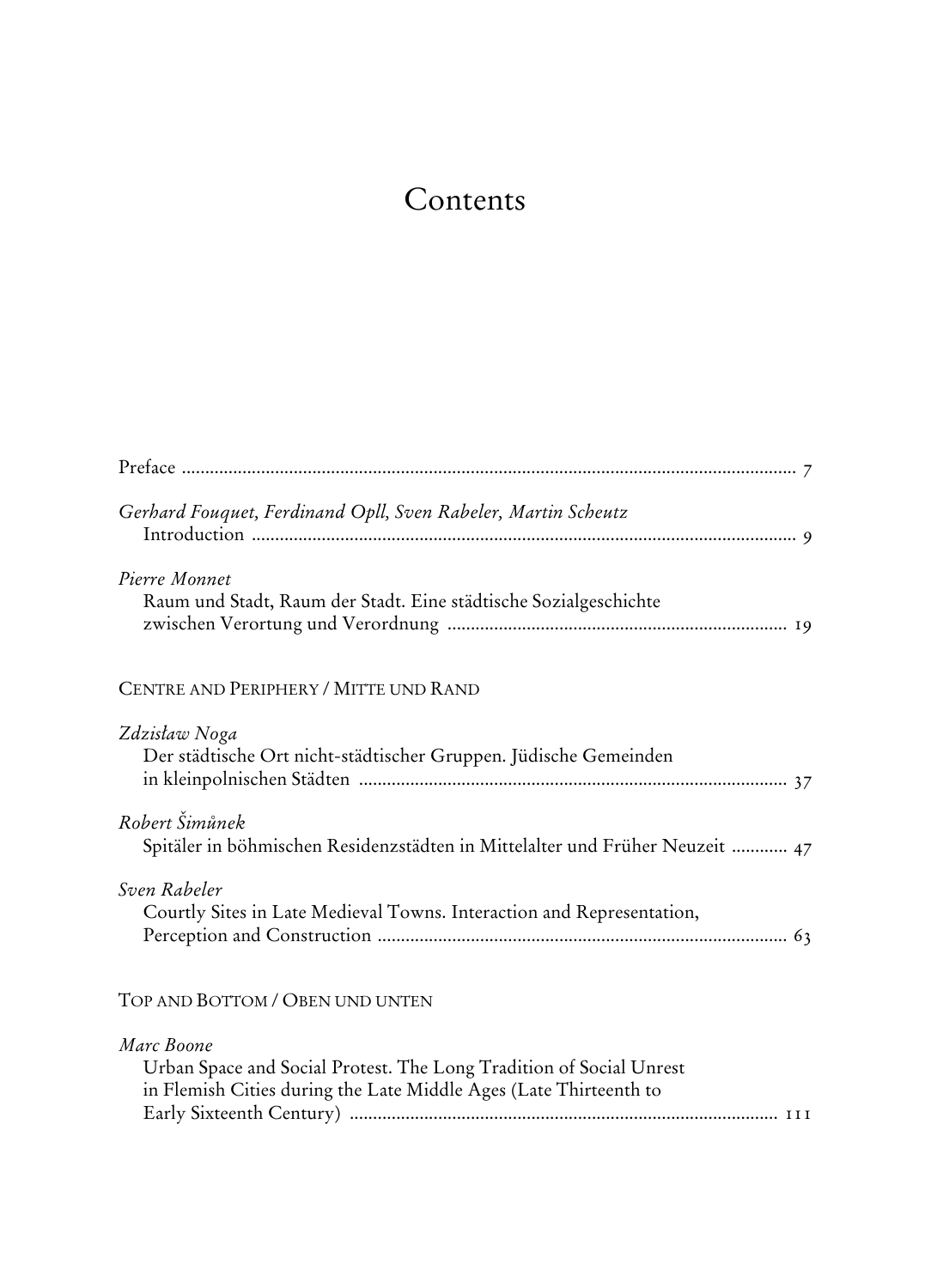# Contents

Preface ................................................................................................................... 7

*Gerhard Fouquet, Ferdinand Opll, Sven Rabeler, Martin Scheutz*
Introduction ................................................................................................... 9

*Pierre Monnet*
Raum und Stadt, Raum der Stadt. Eine städtische Sozialgeschichte zwischen Verortung und Verordnung ........................................................................ 19

CENTRE AND PERIPHERY / MITTE UND RAND

*Zdzisław Noga*
Der städtische Ort nicht-städtischer Gruppen. Jüdische Gemeinden in kleinpolnischen Städten ........................................................................... 37

*Robert Šimůnek*
Spitäler in böhmischen Residenzstädten in Mittelalter und Früher Neuzeit ............ 47

*Sven Rabeler*
Courtly Sites in Late Medieval Towns. Interaction and Representation, Perception and Construction ....................................................................... 63

TOP AND BOTTOM / OBEN UND UNTEN

*Marc Boone*
Urban Space and Social Protest. The Long Tradition of Social Unrest in Flemish Cities during the Late Middle Ages (Late Thirteenth to Early Sixteenth Century) ........................................................................... 111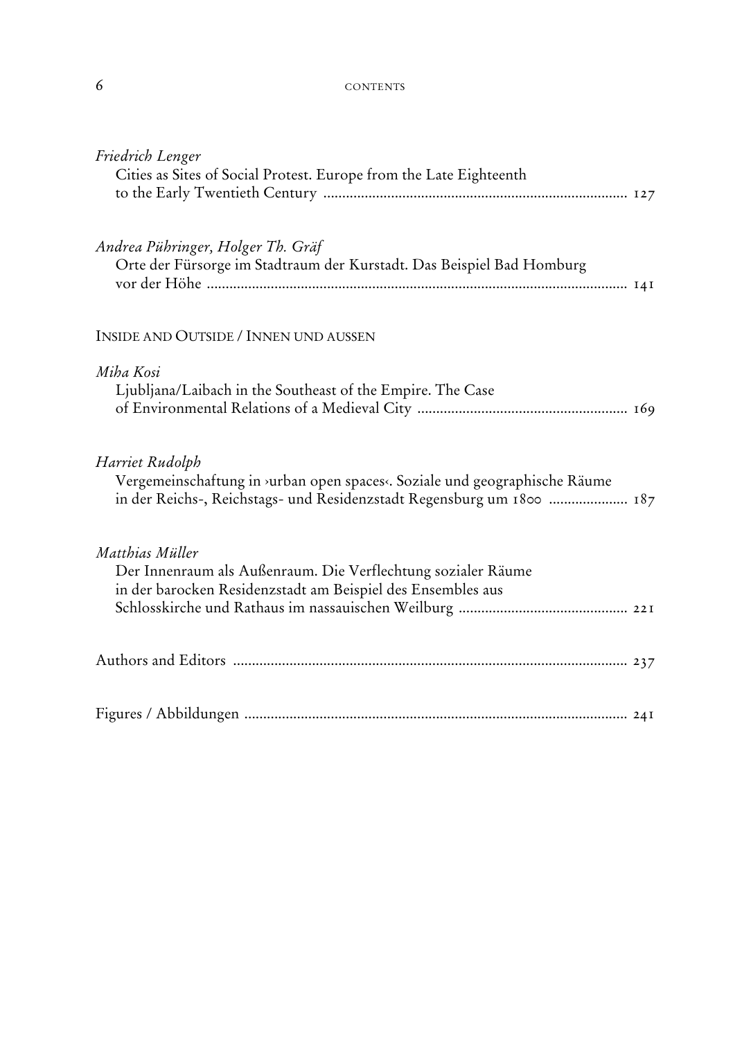*Friedrich Lenger*
Cities as Sites of Social Protest. Europe from the Late Eighteenth to the Early Twentieth Century ... 127

*Andrea Pühringer, Holger Th. Gräf*
Orte der Fürsorge im Stadtraum der Kurstadt. Das Beispiel Bad Homburg vor der Höhe ... 141

## Inside and Outside / Innen und aussen

*Miha Kosi*
Ljubljana/Laibach in the Southeast of the Empire. The Case of Environmental Relations of a Medieval City ... 169

*Harriet Rudolph*
Vergemeinschaftung in ›urban open spaces‹. Soziale und geographische Räume in der Reichs-, Reichstags- und Residenzstadt Regensburg um 1800 ... 187

*Matthias Müller*
Der Innenraum als Außenraum. Die Verflechtung sozialer Räume in der barocken Residenzstadt am Beispiel des Ensembles aus Schlosskirche und Rathaus im nassauischen Weilburg ... 221

Authors and Editors ... 237

Figures / Abbildungen ... 241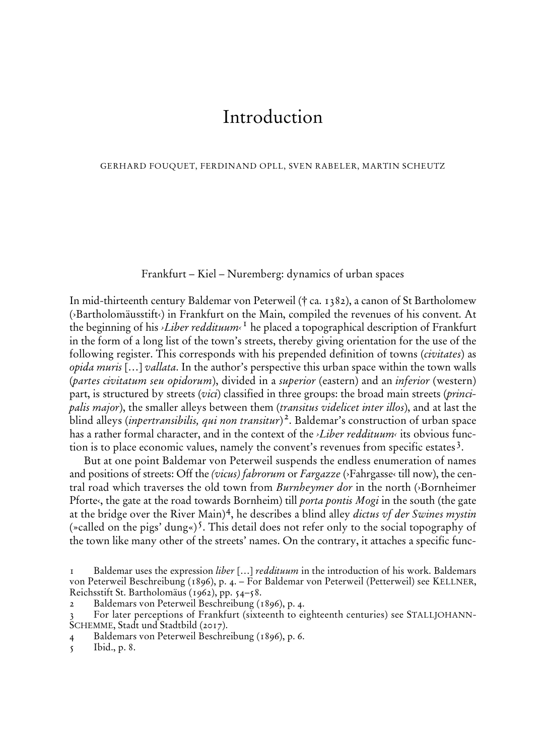# Introduction

GERHARD FOUQUET, FERDINAND OPLL, SVEN RABELER, MARTIN SCHEUTZ

## Frankfurt – Kiel – Nuremberg: dynamics of urban spaces

In mid-thirteenth century Baldemar von Peterweil († ca. 1382), a canon of St Bartholomew (›Bartholomäusstift‹) in Frankfurt on the Main, compiled the revenues of his convent. At the beginning of his *›Liber reddituum‹*[1] he placed a topographical description of Frankfurt in the form of a long list of the town's streets, thereby giving orientation for the use of the following register. This corresponds with his prepended definition of towns (*civitates*) as *opida muris* […] *vallata*. In the author's perspective this urban space within the town walls (*partes civitatum seu opidorum*), divided in a *superior* (eastern) and an *inferior* (western) part, is structured by streets (*vici*) classified in three groups: the broad main streets (*principalis major*), the smaller alleys between them (*transitus videlicet inter illos*), and at last the blind alleys (*inpertransibilis, qui non transitur*)[2]. Baldemar's construction of urban space has a rather formal character, and in the context of the *›Liber reddituum‹* its obvious function is to place economic values, namely the convent's revenues from specific estates[3].

But at one point Baldemar von Peterweil suspends the endless enumeration of names and positions of streets: Off the *(vicus) fabrorum* or *Fargazze* (›Fahrgasse‹ till now), the central road which traverses the old town from *Burnheymer dor* in the north (›Bornheimer Pforte‹, the gate at the road towards Bornheim) till *porta pontis Mogi* in the south (the gate at the bridge over the River Main)[4], he describes a blind alley *dictus vf der Swines mystin* (»called on the pigs' dung«)[5]. This detail does not refer only to the social topography of the town like many other of the streets' names. On the contrary, it attaches a specific func-

1 Baldemar uses the expression *liber* […] *reddituum* in the introduction of his work. Baldemars von Peterweil Beschreibung (1896), p. 4. – For Baldemar von Peterweil (Petterweil) see KELLNER, Reichsstift St. Bartholomäus (1962), pp. 54–58.

2 Baldemars von Peterweil Beschreibung (1896), p. 4.

3 For later perceptions of Frankfurt (sixteenth to eighteenth centuries) see STALLJOHANN-SCHEMME, Stadt und Stadtbild (2017).

4 Baldemars von Peterweil Beschreibung (1896), p. 6.

5 Ibid., p. 8.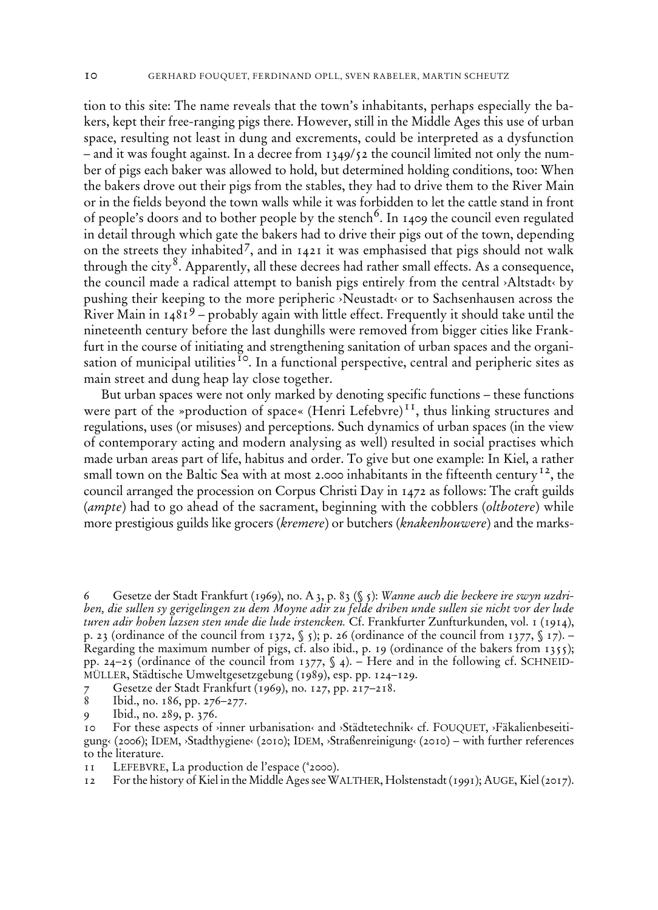tion to this site: The name reveals that the town's inhabitants, perhaps especially the bakers, kept their free-ranging pigs there. However, still in the Middle Ages this use of urban space, resulting not least in dung and excrements, could be interpreted as a dysfunction – and it was fought against. In a decree from 1349/52 the council limited not only the number of pigs each baker was allowed to hold, but determined holding conditions, too: When the bakers drove out their pigs from the stables, they had to drive them to the River Main or in the fields beyond the town walls while it was forbidden to let the cattle stand in front of people's doors and to bother people by the stench[6]. In 1409 the council even regulated in detail through which gate the bakers had to drive their pigs out of the town, depending on the streets they inhabited[7], and in 1421 it was emphasised that pigs should not walk through the city[8]. Apparently, all these decrees had rather small effects. As a consequence, the council made a radical attempt to banish pigs entirely from the central ›Altstadt‹ by pushing their keeping to the more peripheric ›Neustadt‹ or to Sachsenhausen across the River Main in 1481[9] – probably again with little effect. Frequently it should take until the nineteenth century before the last dunghills were removed from bigger cities like Frankfurt in the course of initiating and strengthening sanitation of urban spaces and the organisation of municipal utilities[10]. In a functional perspective, central and peripheric sites as main street and dung heap lay close together.

But urban spaces were not only marked by denoting specific functions – these functions were part of the »production of space« (Henri Lefebvre)[11], thus linking structures and regulations, uses (or misuses) and perceptions. Such dynamics of urban spaces (in the view of contemporary acting and modern analysing as well) resulted in social practises which made urban areas part of life, habitus and order. To give but one example: In Kiel, a rather small town on the Baltic Sea with at most 2.000 inhabitants in the fifteenth century[12], the council arranged the procession on Corpus Christi Day in 1472 as follows: The craft guilds (*ampte*) had to go ahead of the sacrament, beginning with the cobblers (*oltbotere*) while more prestigious guilds like grocers (*kremere*) or butchers (*knakenhouwere*) and the marks-

---

6 Gesetze der Stadt Frankfurt (1969), no. A 3, p. 83 (§ 5): *Wanne auch die beckere ire swyn uzdriben, die sullen sy gerigelingen zu dem Moyne adir zu felde driben unde sullen sie nicht vor der lude turen adir hoben lazsen sten unde die lude irstencken.* Cf. Frankfurter Zunfturkunden, vol. 1 (1914), p. 23 (ordinance of the council from 1372, § 5); p. 26 (ordinance of the council from 1377, § 17). – Regarding the maximum number of pigs, cf. also ibid., p. 19 (ordinance of the bakers from 1355); pp. 24–25 (ordinance of the council from 1377, § 4). – Here and in the following cf. SCHNEIDMÜLLER, Städtische Umweltgesetzgebung (1989), esp. pp. 124–129.

7 Gesetze der Stadt Frankfurt (1969), no. 127, pp. 217–218.

8 Ibid., no. 186, pp. 276–277.

9 Ibid., no. 289, p. 376.

10 For these aspects of ›inner urbanisation‹ and ›Städtetechnik‹ cf. FOUQUET, ›Fäkalienbeseitigung‹ (2006); IDEM, ›Stadthygiene‹ (2010); IDEM, ›Straßenreinigung‹ (2010) – with further references to the literature.

11 LEFEBVRE, La production de l'espace (⁴2000).

12 For the history of Kiel in the Middle Ages see WALTHER, Holstenstadt (1991); AUGE, Kiel (2017).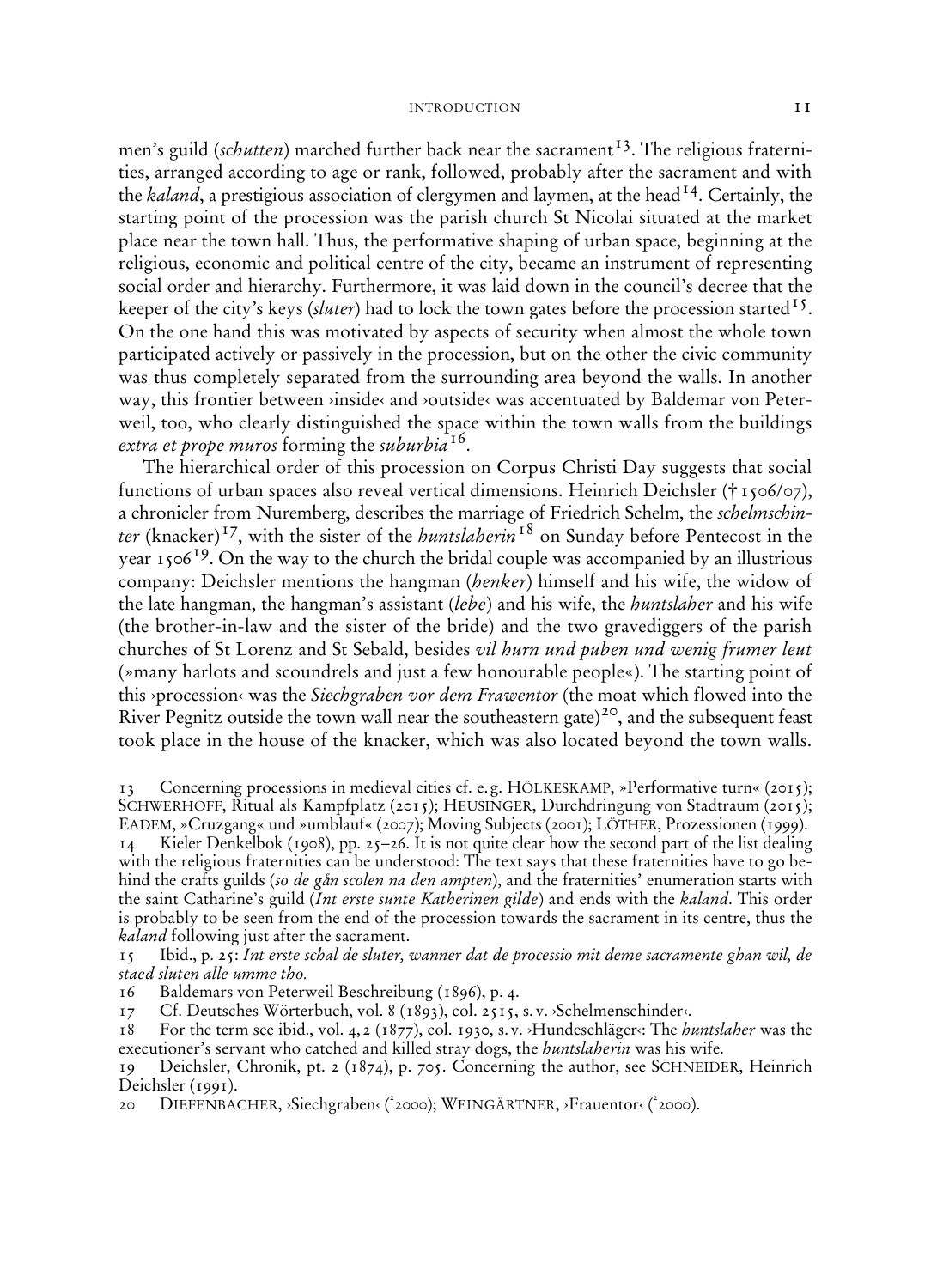men's guild (*schutten*) marched further back near the sacrament[13]. The religious fraternities, arranged according to age or rank, followed, probably after the sacrament and with the *kaland*, a prestigious association of clergymen and laymen, at the head[14]. Certainly, the starting point of the procession was the parish church St Nicolai situated at the market place near the town hall. Thus, the performative shaping of urban space, beginning at the religious, economic and political centre of the city, became an instrument of representing social order and hierarchy. Furthermore, it was laid down in the council's decree that the keeper of the city's keys (*sluter*) had to lock the town gates before the procession started[15]. On the one hand this was motivated by aspects of security when almost the whole town participated actively or passively in the procession, but on the other the civic community was thus completely separated from the surrounding area beyond the walls. In another way, this frontier between ›inside‹ and ›outside‹ was accentuated by Baldemar von Peterweil, too, who clearly distinguished the space within the town walls from the buildings *extra et prope muros* forming the *suburbia*[16].

The hierarchical order of this procession on Corpus Christi Day suggests that social functions of urban spaces also reveal vertical dimensions. Heinrich Deichsler († 1506/07), a chronicler from Nuremberg, describes the marriage of Friedrich Schelm, the *schelmschinter* (knacker)[17], with the sister of the *huntslaherin*[18] on Sunday before Pentecost in the year 1506[19]. On the way to the church the bridal couple was accompanied by an illustrious company: Deichsler mentions the hangman (*henker*) himself and his wife, the widow of the late hangman, the hangman's assistant (*lebe*) and his wife, the *huntslaher* and his wife (the brother-in-law and the sister of the bride) and the two gravediggers of the parish churches of St Lorenz and St Sebald, besides *vil hurn und puben und wenig frumer leut* (»many harlots and scoundrels and just a few honourable people«). The starting point of this ›procession‹ was the *Siechgraben vor dem Frawentor* (the moat which flowed into the River Pegnitz outside the town wall near the southeastern gate)[20], and the subsequent feast took place in the house of the knacker, which was also located beyond the town walls.

13 Concerning processions in medieval cities cf. e.g. HÖLKESKAMP, »Performative turn« (2015); SCHWERHOFF, Ritual als Kampfplatz (2015); HEUSINGER, Durchdringung von Stadtraum (2015); EADEM, »Cruzgang« und »umblauf« (2007); Moving Subjects (2001); LÖTHER, Prozessionen (1999).

14 Kieler Denkelbok (1908), pp. 25–26. It is not quite clear how the second part of the list dealing with the religious fraternities can be understood: The text says that these fraternities have to go behind the crafts guilds (*so de gån scolen na den ampten*), and the fraternities' enumeration starts with the saint Catharine's guild (*Int erste sunte Katherinen gilde*) and ends with the *kaland*. This order is probably to be seen from the end of the procession towards the sacrament in its centre, thus the *kaland* following just after the sacrament.

15 Ibid., p. 25: *Int erste schal de sluter, wanner dat de processio mit deme sacramente ghan wil, de staed sluten alle umme tho.*

16 Baldemars von Peterweil Beschreibung (1896), p. 4.

17 Cf. Deutsches Wörterbuch, vol. 8 (1893), col. 2515, s.v. ›Schelmenschinder‹.

18 For the term see ibid., vol. 4,2 (1877), col. 1930, s.v. ›Hundeschläger‹: The *huntslaher* was the executioner's servant who catched and killed stray dogs, the *huntslaherin* was his wife.

19 Deichsler, Chronik, pt. 2 (1874), p. 705. Concerning the author, see SCHNEIDER, Heinrich Deichsler (1991).

20 DIEFENBACHER, ›Siechgraben‹ (²2000); WEINGÄRTNER, ›Frauentor‹ (²2000).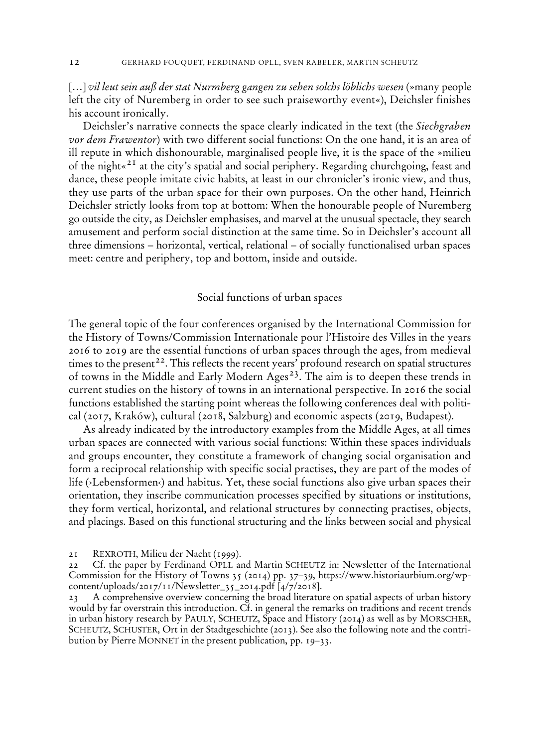[…] *vil leut sein auß der stat Nurmberg gangen zu sehen solchs löblichs wesen* (»many people left the city of Nuremberg in order to see such praiseworthy event«), Deichsler finishes his account ironically.

Deichsler's narrative connects the space clearly indicated in the text (the *Siechgraben vor dem Frawentor*) with two different social functions: On the one hand, it is an area of ill repute in which dishonourable, marginalised people live, it is the space of the »milieu of the night«[21] at the city's spatial and social periphery. Regarding churchgoing, feast and dance, these people imitate civic habits, at least in our chronicler's ironic view, and thus, they use parts of the urban space for their own purposes. On the other hand, Heinrich Deichsler strictly looks from top at bottom: When the honourable people of Nuremberg go outside the city, as Deichsler emphasises, and marvel at the unusual spectacle, they search amusement and perform social distinction at the same time. So in Deichsler's account all three dimensions – horizontal, vertical, relational – of socially functionalised urban spaces meet: centre and periphery, top and bottom, inside and outside.

## Social functions of urban spaces

The general topic of the four conferences organised by the International Commission for the History of Towns/Commission Internationale pour l'Histoire des Villes in the years 2016 to 2019 are the essential functions of urban spaces through the ages, from medieval times to the present[22]. This reflects the recent years' profound research on spatial structures of towns in the Middle and Early Modern Ages[23]. The aim is to deepen these trends in current studies on the history of towns in an international perspective. In 2016 the social functions established the starting point whereas the following conferences deal with political (2017, Kraków), cultural (2018, Salzburg) and economic aspects (2019, Budapest).

As already indicated by the introductory examples from the Middle Ages, at all times urban spaces are connected with various social functions: Within these spaces individuals and groups encounter, they constitute a framework of changing social organisation and form a reciprocal relationship with specific social practises, they are part of the modes of life (›Lebensformen‹) and habitus. Yet, these social functions also give urban spaces their orientation, they inscribe communication processes specified by situations or institutions, they form vertical, horizontal, and relational structures by connecting practises, objects, and placings. Based on this functional structuring and the links between social and physical

21 REXROTH, Milieu der Nacht (1999).

22 Cf. the paper by Ferdinand OPLL and Martin SCHEUTZ in: Newsletter of the International Commission for the History of Towns 35 (2014) pp. 37–39, https://www.historiaurbium.org/wp-content/uploads/2017/11/Newsletter_35_2014.pdf [4/7/2018].

23 A comprehensive overview concerning the broad literature on spatial aspects of urban history would by far overstrain this introduction. Cf. in general the remarks on traditions and recent trends in urban history research by PAULY, SCHEUTZ, Space and History (2014) as well as by MORSCHER, SCHEUTZ, SCHUSTER, Ort in der Stadtgeschichte (2013). See also the following note and the contribution by Pierre MONNET in the present publication, pp. 19–33.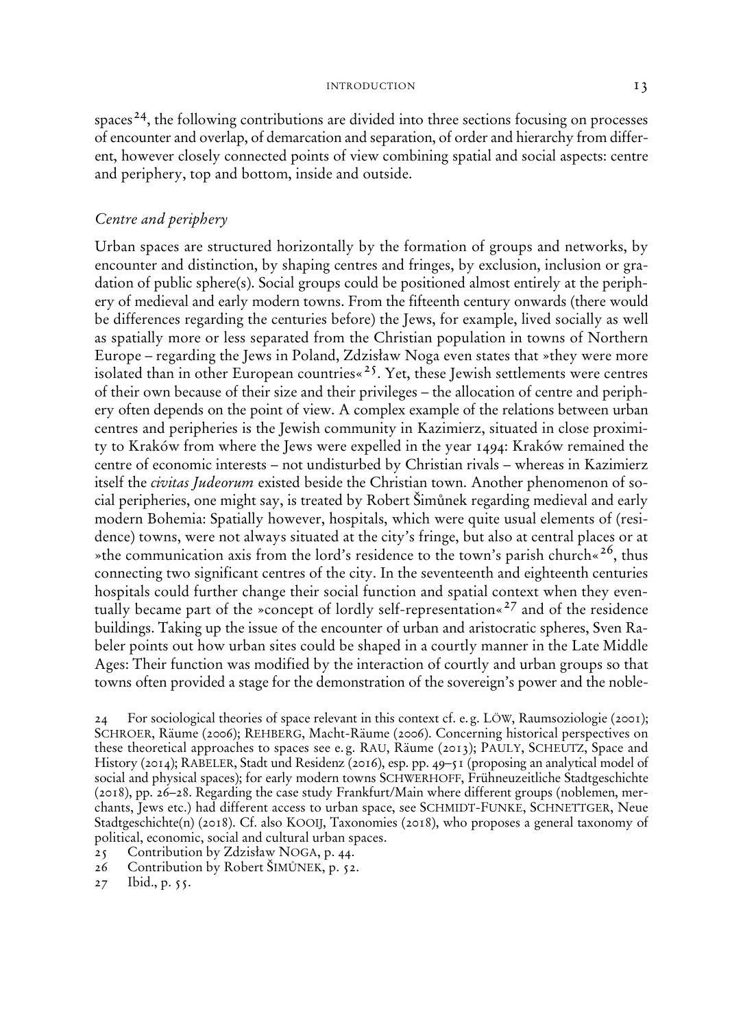spaces[24], the following contributions are divided into three sections focusing on processes of encounter and overlap, of demarcation and separation, of order and hierarchy from different, however closely connected points of view combining spatial and social aspects: centre and periphery, top and bottom, inside and outside.

### *Centre and periphery*

Urban spaces are structured horizontally by the formation of groups and networks, by encounter and distinction, by shaping centres and fringes, by exclusion, inclusion or gradation of public sphere(s). Social groups could be positioned almost entirely at the periphery of medieval and early modern towns. From the fifteenth century onwards (there would be differences regarding the centuries before) the Jews, for example, lived socially as well as spatially more or less separated from the Christian population in towns of Northern Europe – regarding the Jews in Poland, Zdzisław Noga even states that »they were more isolated than in other European countries«[25]. Yet, these Jewish settlements were centres of their own because of their size and their privileges – the allocation of centre and periphery often depends on the point of view. A complex example of the relations between urban centres and peripheries is the Jewish community in Kazimierz, situated in close proximity to Kraków from where the Jews were expelled in the year 1494: Kraków remained the centre of economic interests – not undisturbed by Christian rivals – whereas in Kazimierz itself the *civitas Judeorum* existed beside the Christian town. Another phenomenon of social peripheries, one might say, is treated by Robert Šimůnek regarding medieval and early modern Bohemia: Spatially however, hospitals, which were quite usual elements of (residence) towns, were not always situated at the city's fringe, but also at central places or at »the communication axis from the lord's residence to the town's parish church«[26], thus connecting two significant centres of the city. In the seventeenth and eighteenth centuries hospitals could further change their social function and spatial context when they eventually became part of the »concept of lordly self-representation«[27] and of the residence buildings. Taking up the issue of the encounter of urban and aristocratic spheres, Sven Rabeler points out how urban sites could be shaped in a courtly manner in the Late Middle Ages: Their function was modified by the interaction of courtly and urban groups so that towns often provided a stage for the demonstration of the sovereign's power and the noble-

---

24 For sociological theories of space relevant in this context cf. e. g. LÖW, Raumsoziologie (2001); SCHROER, Räume (2006); REHBERG, Macht-Räume (2006). Concerning historical perspectives on these theoretical approaches to spaces see e. g. RAU, Räume (2013); PAULY, SCHEUTZ, Space and History (2014); RABELER, Stadt und Residenz (2016), esp. pp. 49–51 (proposing an analytical model of social and physical spaces); for early modern towns SCHWERHOFF, Frühneuzeitliche Stadtgeschichte (2018), pp. 26–28. Regarding the case study Frankfurt/Main where different groups (noblemen, merchants, Jews etc.) had different access to urban space, see SCHMIDT-FUNKE, SCHNETTGER, Neue Stadtgeschichte(n) (2018). Cf. also KOOIJ, Taxonomies (2018), who proposes a general taxonomy of political, economic, social and cultural urban spaces.

25 Contribution by Zdzisław NOGA, p. 44.

26 Contribution by Robert ŠIMŮNEK, p. 52.

27 Ibid., p. 55.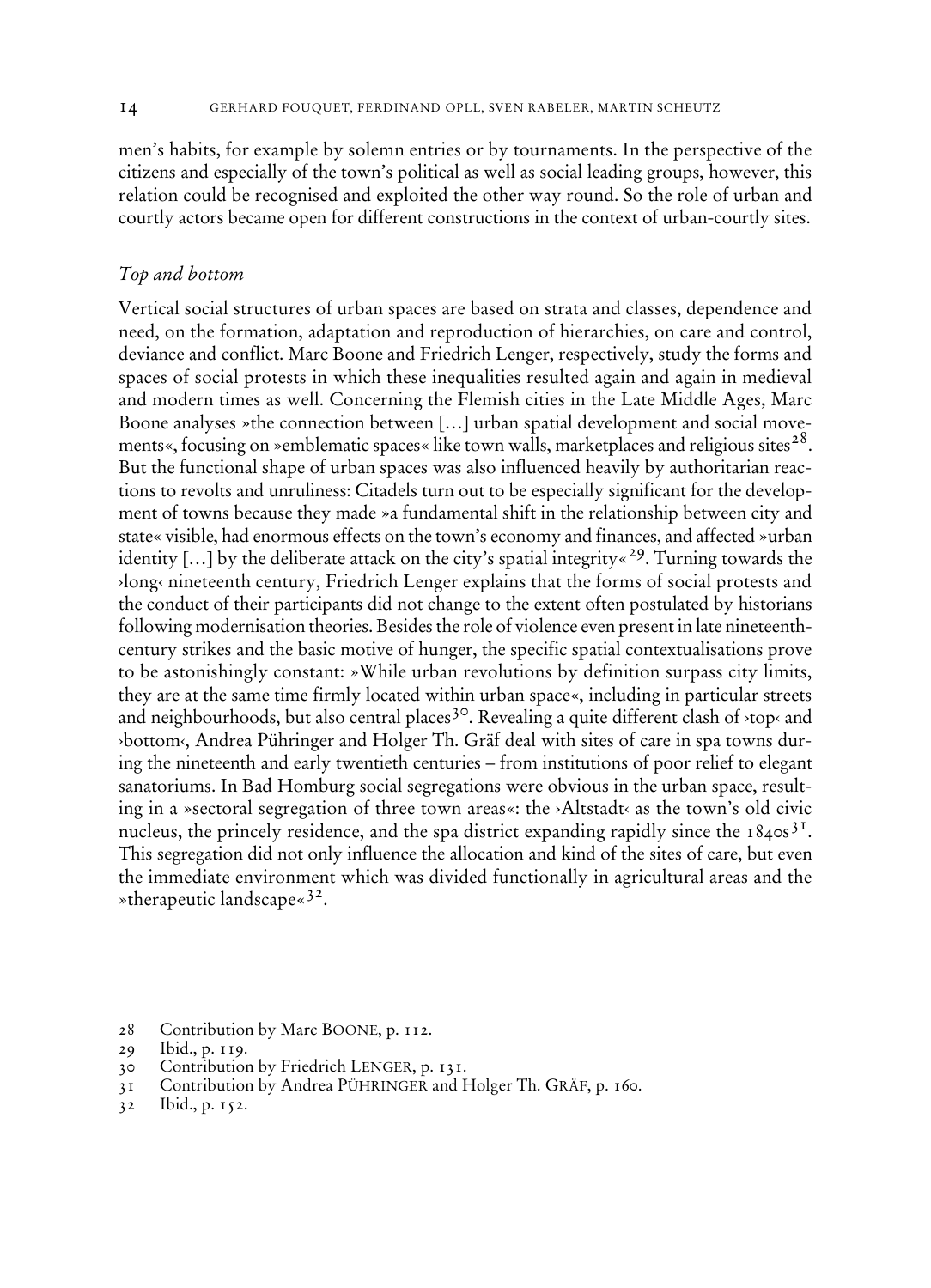men's habits, for example by solemn entries or by tournaments. In the perspective of the citizens and especially of the town's political as well as social leading groups, however, this relation could be recognised and exploited the other way round. So the role of urban and courtly actors became open for different constructions in the context of urban-courtly sites.

### *Top and bottom*

Vertical social structures of urban spaces are based on strata and classes, dependence and need, on the formation, adaptation and reproduction of hierarchies, on care and control, deviance and conflict. Marc Boone and Friedrich Lenger, respectively, study the forms and spaces of social protests in which these inequalities resulted again and again in medieval and modern times as well. Concerning the Flemish cities in the Late Middle Ages, Marc Boone analyses »the connection between […] urban spatial development and social movements«, focusing on »emblematic spaces« like town walls, marketplaces and religious sites[28]. But the functional shape of urban spaces was also influenced heavily by authoritarian reactions to revolts and unruliness: Citadels turn out to be especially significant for the development of towns because they made »a fundamental shift in the relationship between city and state« visible, had enormous effects on the town's economy and finances, and affected »urban identity […] by the deliberate attack on the city's spatial integrity«[29]. Turning towards the ›long‹ nineteenth century, Friedrich Lenger explains that the forms of social protests and the conduct of their participants did not change to the extent often postulated by historians following modernisation theories. Besides the role of violence even present in late nineteenth-century strikes and the basic motive of hunger, the specific spatial contextualisations prove to be astonishingly constant: »While urban revolutions by definition surpass city limits, they are at the same time firmly located within urban space«, including in particular streets and neighbourhoods, but also central places[30]. Revealing a quite different clash of ›top‹ and ›bottom‹, Andrea Pühringer and Holger Th. Gräf deal with sites of care in spa towns during the nineteenth and early twentieth centuries – from institutions of poor relief to elegant sanatoriums. In Bad Homburg social segregations were obvious in the urban space, resulting in a »sectoral segregation of three town areas«: the ›Altstadt‹ as the town's old civic nucleus, the princely residence, and the spa district expanding rapidly since the 1840s[31]. This segregation did not only influence the allocation and kind of the sites of care, but even the immediate environment which was divided functionally in agricultural areas and the »therapeutic landscape«[32].

28 Contribution by Marc BOONE, p. 112.
29 Ibid., p. 119.
30 Contribution by Friedrich LENGER, p. 131.
31 Contribution by Andrea PÜHRINGER and Holger Th. GRÄF, p. 160.
32 Ibid., p. 152.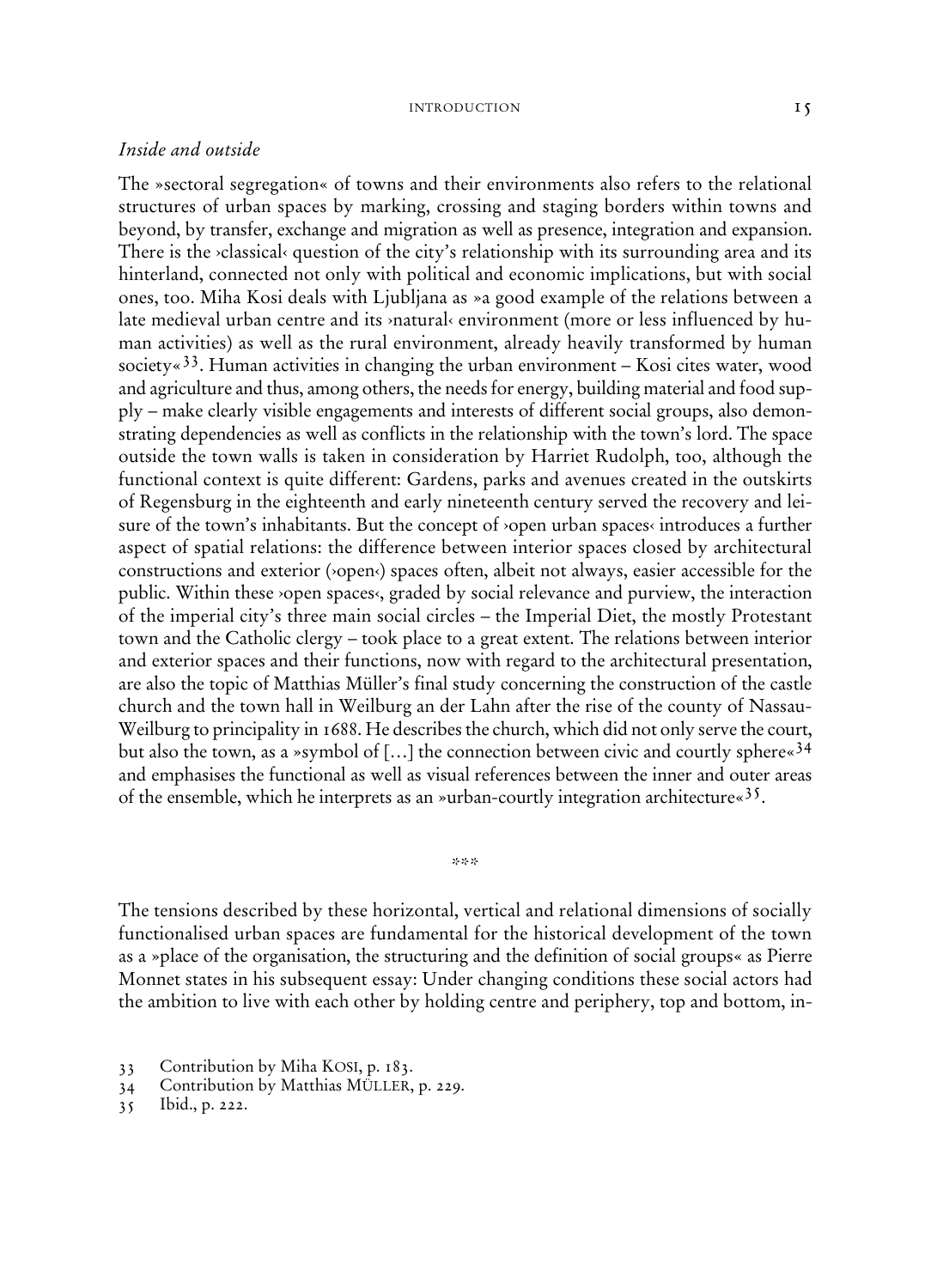### *Inside and outside*

The »sectoral segregation« of towns and their environments also refers to the relational structures of urban spaces by marking, crossing and staging borders within towns and beyond, by transfer, exchange and migration as well as presence, integration and expansion. There is the ›classical‹ question of the city's relationship with its surrounding area and its hinterland, connected not only with political and economic implications, but with social ones, too. Miha Kosi deals with Ljubljana as »a good example of the relations between a late medieval urban centre and its ›natural‹ environment (more or less influenced by human activities) as well as the rural environment, already heavily transformed by human society«[33]. Human activities in changing the urban environment – Kosi cites water, wood and agriculture and thus, among others, the needs for energy, building material and food supply – make clearly visible engagements and interests of different social groups, also demonstrating dependencies as well as conflicts in the relationship with the town's lord. The space outside the town walls is taken in consideration by Harriet Rudolph, too, although the functional context is quite different: Gardens, parks and avenues created in the outskirts of Regensburg in the eighteenth and early nineteenth century served the recovery and leisure of the town's inhabitants. But the concept of ›open urban spaces‹ introduces a further aspect of spatial relations: the difference between interior spaces closed by architectural constructions and exterior (›open‹) spaces often, albeit not always, easier accessible for the public. Within these ›open spaces‹, graded by social relevance and purview, the interaction of the imperial city's three main social circles – the Imperial Diet, the mostly Protestant town and the Catholic clergy – took place to a great extent. The relations between interior and exterior spaces and their functions, now with regard to the architectural presentation, are also the topic of Matthias Müller's final study concerning the construction of the castle church and the town hall in Weilburg an der Lahn after the rise of the county of Nassau-Weilburg to principality in 1688. He describes the church, which did not only serve the court, but also the town, as a »symbol of […] the connection between civic and courtly sphere«[34] and emphasises the functional as well as visual references between the inner and outer areas of the ensemble, which he interprets as an »urban-courtly integration architecture«[35].

\*\*\*

The tensions described by these horizontal, vertical and relational dimensions of socially functionalised urban spaces are fundamental for the historical development of the town as a »place of the organisation, the structuring and the definition of social groups« as Pierre Monnet states in his subsequent essay: Under changing conditions these social actors had the ambition to live with each other by holding centre and periphery, top and bottom, in-

33 Contribution by Miha KOSI, p. 183.

34 Contribution by Matthias MÜLLER, p. 229.

35 Ibid., p. 222.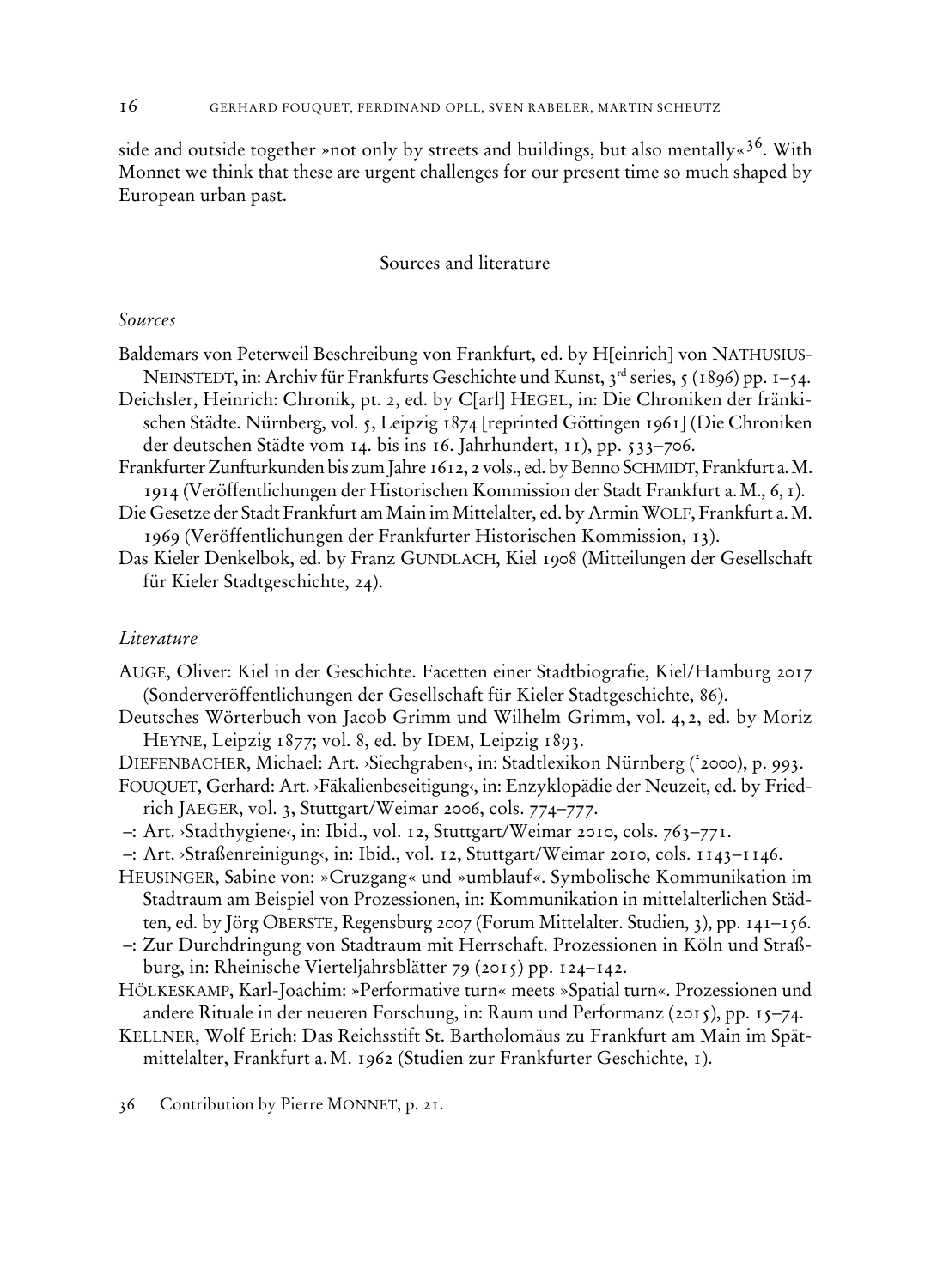side and outside together »not only by streets and buildings, but also mentally«[36]. With Monnet we think that these are urgent challenges for our present time so much shaped by European urban past.

## Sources and literature

### *Sources*

Baldemars von Peterweil Beschreibung von Frankfurt, ed. by H[einrich] von NATHUSIUS-NEINSTEDT, in: Archiv für Frankfurts Geschichte und Kunst, 3rd series, 5 (1896) pp. 1–54.

Deichsler, Heinrich: Chronik, pt. 2, ed. by C[arl] HEGEL, in: Die Chroniken der fränkischen Städte. Nürnberg, vol. 5, Leipzig 1874 [reprinted Göttingen 1961] (Die Chroniken der deutschen Städte vom 14. bis ins 16. Jahrhundert, 11), pp. 533–706.

Frankfurter Zunfturkunden bis zum Jahre 1612, 2 vols., ed. by Benno SCHMIDT, Frankfurt a. M. 1914 (Veröffentlichungen der Historischen Kommission der Stadt Frankfurt a. M., 6, 1).

Die Gesetze der Stadt Frankfurt am Main im Mittelalter, ed. by Armin WOLF, Frankfurt a. M. 1969 (Veröffentlichungen der Frankfurter Historischen Kommission, 13).

Das Kieler Denkelbok, ed. by Franz GUNDLACH, Kiel 1908 (Mitteilungen der Gesellschaft für Kieler Stadtgeschichte, 24).

### *Literature*

AUGE, Oliver: Kiel in der Geschichte. Facetten einer Stadtbiografie, Kiel/Hamburg 2017 (Sonderveröffentlichungen der Gesellschaft für Kieler Stadtgeschichte, 86).

Deutsches Wörterbuch von Jacob Grimm und Wilhelm Grimm, vol. 4, 2, ed. by Moriz HEYNE, Leipzig 1877; vol. 8, ed. by IDEM, Leipzig 1893.

DIEFENBACHER, Michael: Art. ›Siechgraben‹, in: Stadtlexikon Nürnberg (²2000), p. 993.

FOUQUET, Gerhard: Art. ›Fäkalienbeseitigung‹, in: Enzyklopädie der Neuzeit, ed. by Friedrich JAEGER, vol. 3, Stuttgart/Weimar 2006, cols. 774–777.

–: Art. ›Stadthygiene‹, in: Ibid., vol. 12, Stuttgart/Weimar 2010, cols. 763–771.

–: Art. ›Straßenreinigung‹, in: Ibid., vol. 12, Stuttgart/Weimar 2010, cols. 1143–1146.

HEUSINGER, Sabine von: »Cruzgang« und »umblauf«. Symbolische Kommunikation im Stadtraum am Beispiel von Prozessionen, in: Kommunikation in mittelalterlichen Städten, ed. by Jörg OBERSTE, Regensburg 2007 (Forum Mittelalter. Studien, 3), pp. 141–156.

–: Zur Durchdringung von Stadtraum mit Herrschaft. Prozessionen in Köln und Straßburg, in: Rheinische Vierteljahrsblätter 79 (2015) pp. 124–142.

HÖLKESKAMP, Karl-Joachim: »Performative turn« meets »Spatial turn«. Prozessionen und andere Rituale in der neueren Forschung, in: Raum und Performanz (2015), pp. 15–74.

KELLNER, Wolf Erich: Das Reichsstift St. Bartholomäus zu Frankfurt am Main im Spätmittelalter, Frankfurt a. M. 1962 (Studien zur Frankfurter Geschichte, 1).

36 Contribution by Pierre MONNET, p. 21.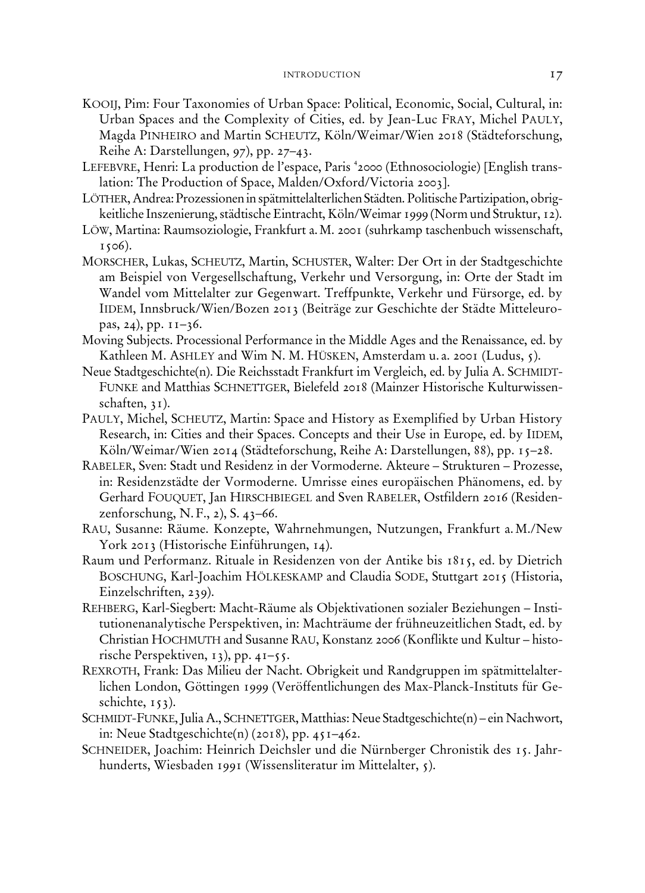KOOIJ, Pim: Four Taxonomies of Urban Space: Political, Economic, Social, Cultural, in: Urban Spaces and the Complexity of Cities, ed. by Jean-Luc FRAY, Michel PAULY, Magda PINHEIRO and Martin SCHEUTZ, Köln/Weimar/Wien 2018 (Städteforschung, Reihe A: Darstellungen, 97), pp. 27–43.

LEFEBVRE, Henri: La production de l'espace, Paris [4]2000 (Ethnosociologie) [English translation: The Production of Space, Malden/Oxford/Victoria 2003].

LÖTHER, Andrea: Prozessionen in spätmittelalterlichen Städten. Politische Partizipation, obrigkeitliche Inszenierung, städtische Eintracht, Köln/Weimar 1999 (Norm und Struktur, 12).

LÖW, Martina: Raumsoziologie, Frankfurt a. M. 2001 (suhrkamp taschenbuch wissenschaft, 1506).

MORSCHER, Lukas, SCHEUTZ, Martin, SCHUSTER, Walter: Der Ort in der Stadtgeschichte am Beispiel von Vergesellschaftung, Verkehr und Versorgung, in: Orte der Stadt im Wandel vom Mittelalter zur Gegenwart. Treffpunkte, Verkehr und Fürsorge, ed. by IIDEM, Innsbruck/Wien/Bozen 2013 (Beiträge zur Geschichte der Städte Mitteleuropas, 24), pp. 11–36.

Moving Subjects. Processional Performance in the Middle Ages and the Renaissance, ed. by Kathleen M. ASHLEY and Wim N. M. HÜSKEN, Amsterdam u. a. 2001 (Ludus, 5).

Neue Stadtgeschichte(n). Die Reichsstadt Frankfurt im Vergleich, ed. by Julia A. SCHMIDT-FUNKE and Matthias SCHNETTGER, Bielefeld 2018 (Mainzer Historische Kulturwissenschaften, 31).

PAULY, Michel, SCHEUTZ, Martin: Space and History as Exemplified by Urban History Research, in: Cities and their Spaces. Concepts and their Use in Europe, ed. by IIDEM, Köln/Weimar/Wien 2014 (Städteforschung, Reihe A: Darstellungen, 88), pp. 15–28.

RABELER, Sven: Stadt und Residenz in der Vormoderne. Akteure – Strukturen – Prozesse, in: Residenzstädte der Vormoderne. Umrisse eines europäischen Phänomens, ed. by Gerhard FOUQUET, Jan HIRSCHBIEGEL and Sven RABELER, Ostfildern 2016 (Residenzenforschung, N. F., 2), S. 43–66.

RAU, Susanne: Räume. Konzepte, Wahrnehmungen, Nutzungen, Frankfurt a. M./New York 2013 (Historische Einführungen, 14).

Raum und Performanz. Rituale in Residenzen von der Antike bis 1815, ed. by Dietrich BOSCHUNG, Karl-Joachim HÖLKESKAMP and Claudia SODE, Stuttgart 2015 (Historia, Einzelschriften, 239).

REHBERG, Karl-Siegbert: Macht-Räume als Objektivationen sozialer Beziehungen – Institutionenanalytische Perspektiven, in: Machträume der frühneuzeitlichen Stadt, ed. by Christian HOCHMUTH and Susanne RAU, Konstanz 2006 (Konflikte und Kultur – historische Perspektiven, 13), pp. 41–55.

REXROTH, Frank: Das Milieu der Nacht. Obrigkeit und Randgruppen im spätmittelalterlichen London, Göttingen 1999 (Veröffentlichungen des Max-Planck-Instituts für Geschichte, 153).

SCHMIDT-FUNKE, Julia A., SCHNETTGER, Matthias: Neue Stadtgeschichte(n) – ein Nachwort, in: Neue Stadtgeschichte(n) (2018), pp. 451–462.

SCHNEIDER, Joachim: Heinrich Deichsler und die Nürnberger Chronistik des 15. Jahrhunderts, Wiesbaden 1991 (Wissensliteratur im Mittelalter, 5).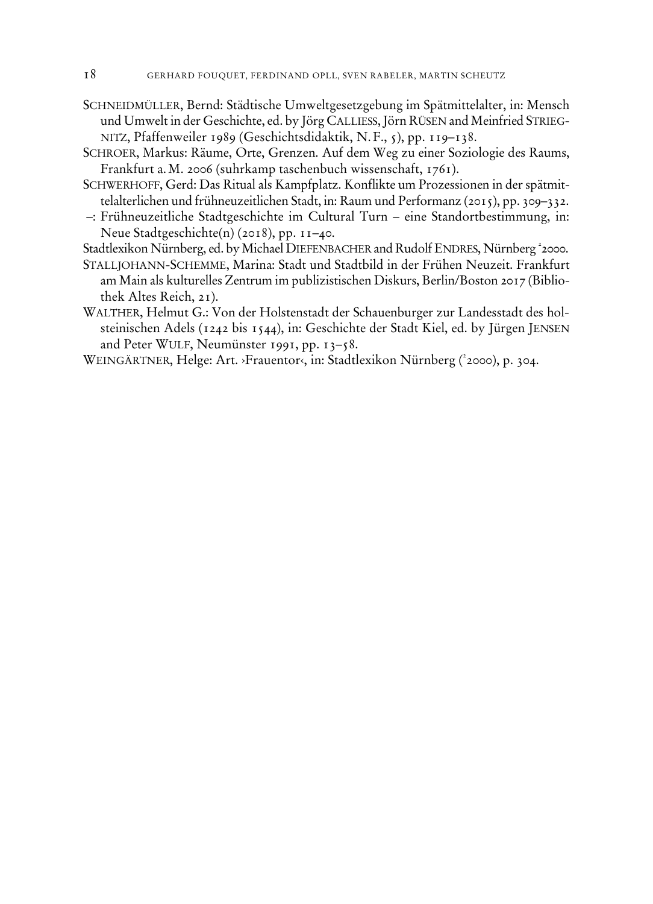SCHNEIDMÜLLER, Bernd: Städtische Umweltgesetzgebung im Spätmittelalter, in: Mensch und Umwelt in der Geschichte, ed. by Jörg CALLIESS, Jörn RÜSEN and Meinfried STRIEGNITZ, Pfaffenweiler 1989 (Geschichtsdidaktik, N. F., 5), pp. 119–138.

SCHROER, Markus: Räume, Orte, Grenzen. Auf dem Weg zu einer Soziologie des Raums, Frankfurt a. M. 2006 (suhrkamp taschenbuch wissenschaft, 1761).

SCHWERHOFF, Gerd: Das Ritual als Kampfplatz. Konflikte um Prozessionen in der spätmittelalterlichen und frühneuzeitlichen Stadt, in: Raum und Performanz (2015), pp. 309–332.

–: Frühneuzeitliche Stadtgeschichte im Cultural Turn – eine Standortbestimmung, in: Neue Stadtgeschichte(n) (2018), pp. 11–40.

Stadtlexikon Nürnberg, ed. by Michael DIEFENBACHER and Rudolf ENDRES, Nürnberg ²2000.

STALLJOHANN-SCHEMME, Marina: Stadt und Stadtbild in der Frühen Neuzeit. Frankfurt am Main als kulturelles Zentrum im publizistischen Diskurs, Berlin/Boston 2017 (Bibliothek Altes Reich, 21).

WALTHER, Helmut G.: Von der Holstenstadt der Schauenburger zur Landesstadt des holsteinischen Adels (1242 bis 1544), in: Geschichte der Stadt Kiel, ed. by Jürgen JENSEN and Peter WULF, Neumünster 1991, pp. 13–58.

WEINGÄRTNER, Helge: Art. ›Frauentor‹, in: Stadtlexikon Nürnberg (²2000), p. 304.